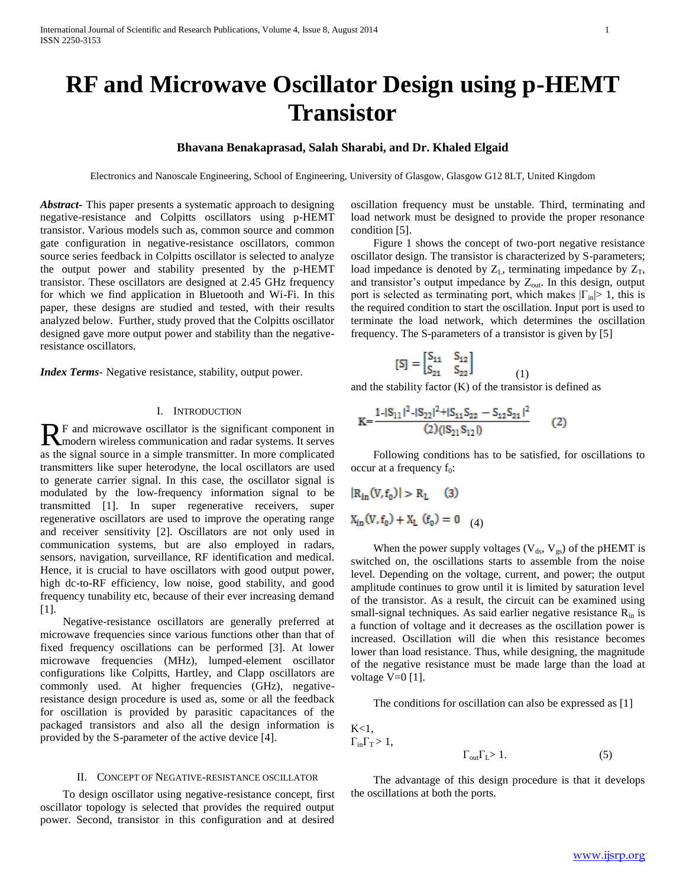# RF and Microwave Oscillator Design using p-HEMT Transistor

**Bhavana Benakaprasad, Salah Sharabi, and Dr. Khaled Elgaid**

Electronics and Nanoscale Engineering, School of Engineering, University of Glasgow, Glasgow G12 8LT, United Kingdom

***Abstract***- This paper presents a systematic approach to designing negative-resistance and Colpitts oscillators using p-HEMT transistor. Various models such as, common source and common gate configuration in negative-resistance oscillators, common source series feedback in Colpitts oscillator is selected to analyze the output power and stability presented by the p-HEMT transistor. These oscillators are designed at 2.45 GHz frequency for which we find application in Bluetooth and Wi-Fi. In this paper, these designs are studied and tested, with their results analyzed below. Further, study proved that the Colpitts oscillator designed gave more output power and stability than the negative-resistance oscillators.

***Index Terms***- Negative resistance, stability, output power.

## I. Introduction

RF and microwave oscillator is the significant component in modern wireless communication and radar systems. It serves as the signal source in a simple transmitter. In more complicated transmitters like super heterodyne, the local oscillators are used to generate carrier signal. In this case, the oscillator signal is modulated by the low-frequency information signal to be transmitted [1]. In super regenerative receivers, super regenerative oscillators are used to improve the operating range and receiver sensitivity [2]. Oscillators are not only used in communication systems, but are also employed in radars, sensors, navigation, surveillance, RF identification and medical. Hence, it is crucial to have oscillators with good output power, high dc-to-RF efficiency, low noise, good stability, and good frequency tunability etc, because of their ever increasing demand [1].

Negative-resistance oscillators are generally preferred at microwave frequencies since various functions other than that of fixed frequency oscillations can be performed [3]. At lower microwave frequencies (MHz), lumped-element oscillator configurations like Colpitts, Hartley, and Clapp oscillators are commonly used. At higher frequencies (GHz), negative-resistance design procedure is used as, some or all the feedback for oscillation is provided by parasitic capacitances of the packaged transistors and also all the design information is provided by the S-parameter of the active device [4].

## II. Concept of Negative-resistance oscillator

To design oscillator using negative-resistance concept, first oscillator topology is selected that provides the required output power. Second, transistor in this configuration and at desired oscillation frequency must be unstable. Third, terminating and load network must be designed to provide the proper resonance condition [5].

Figure 1 shows the concept of two-port negative resistance oscillator design. The transistor is characterized by S-parameters; load impedance is denoted by $Z_L$, terminating impedance by $Z_T$, and transistor's output impedance by $Z_{out}$. In this design, output port is selected as terminating port, which makes $|\Gamma_{in}|> 1$, this is the required condition to start the oscillation. Input port is used to terminate the load network, which determines the oscillation frequency. The S-parameters of a transistor is given by [5]

$$[S] = \begin{bmatrix} S_{11} & S_{12} \\ S_{21} & S_{22} \end{bmatrix} \quad (1)$$

and the stability factor (K) of the transistor is defined as

$$K = \frac{1-|S_{11}|^2-|S_{22}|^2+|S_{11}S_{22} - S_{12}S_{21}|^2}{(2)(|S_{21}S_{12}|)} \quad (2)$$

Following conditions has to be satisfied, for oscillations to occur at a frequency $f_0$:

$$|R_{in}(V, f_0)| > R_L \quad (3)$$

$$X_{in}(V, f_0) + X_L\ (f_0) = 0 \quad (4)$$

When the power supply voltages ($V_{ds}$, $V_{gs}$) of the pHEMT is switched on, the oscillations starts to assemble from the noise level. Depending on the voltage, current, and power; the output amplitude continues to grow until it is limited by saturation level of the transistor. As a result, the circuit can be examined using small-signal techniques. As said earlier negative resistance $R_{in}$ is a function of voltage and it decreases as the oscillation power is increased. Oscillation will die when this resistance becomes lower than load resistance. Thus, while designing, the magnitude of the negative resistance must be made large than the load at voltage V=0 [1].

The conditions for oscillation can also be expressed as [1]

$$K<1,$$
$$\Gamma_{in}\Gamma_T > 1,$$
$$\Gamma_{out}\Gamma_L > 1. \quad (5)$$

The advantage of this design procedure is that it develops the oscillations at both the ports.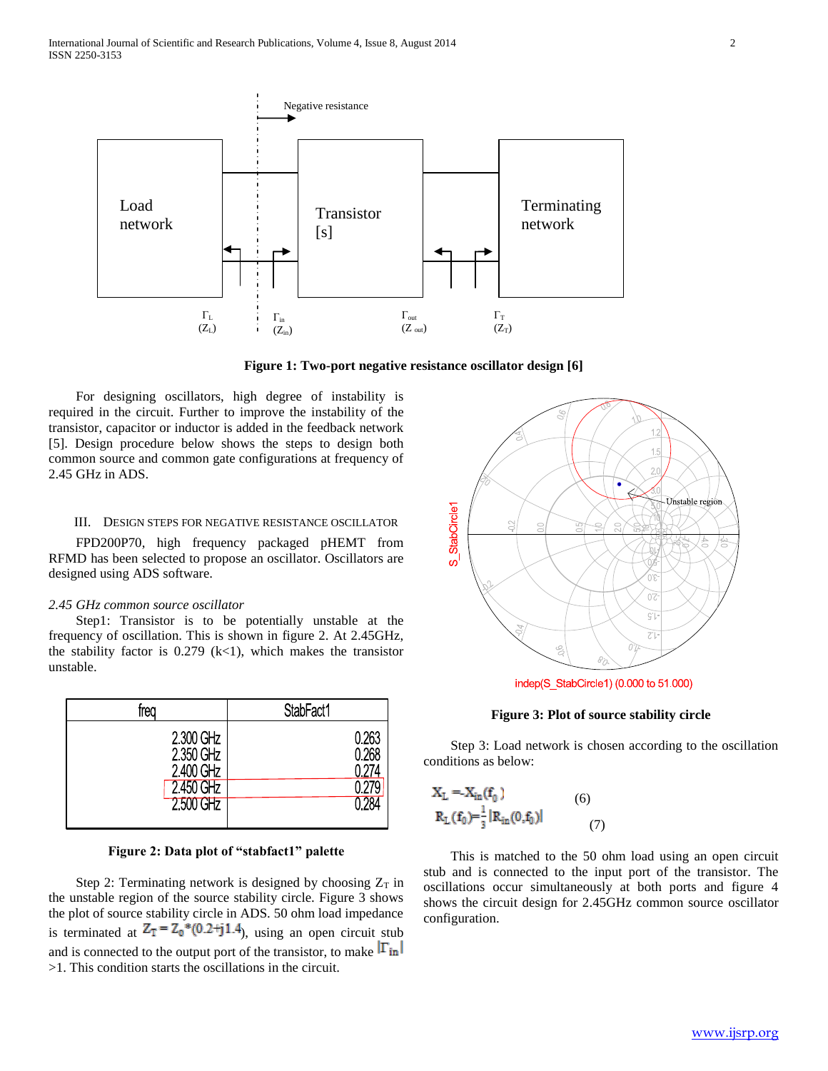Figure 1: Two-port negative resistance oscillator design [6]

For designing oscillators, high degree of instability is required in the circuit. Further to improve the instability of the transistor, capacitor or inductor is added in the feedback network [5]. Design procedure below shows the steps to design both common source and common gate configurations at frequency of 2.45 GHz in ADS.

## III. Design Steps for Negative Resistance Oscillator

FPD200P70, high frequency packaged pHEMT from RFMD has been selected to propose an oscillator. Oscillators are designed using ADS software.

### *2.45 GHz common source oscillator*

Step1: Transistor is to be potentially unstable at the frequency of oscillation. This is shown in figure 2. At 2.45GHz, the stability factor is 0.279 (k<1), which makes the transistor unstable.

| freq | StabFact1 |
|---|---|
| 2.300 GHz | 0.263 |
| 2.350 GHz | 0.268 |
| 2.400 GHz | 0.274 |
| 2.450 GHz | 0.279 |
| 2.500 GHz | 0.284 |

Figure 2: Data plot of "stabfact1" palette

Step 2: Terminating network is designed by choosing $Z_T$ in the unstable region of the source stability circle. Figure 3 shows the plot of source stability circle in ADS. 50 ohm load impedance is terminated at $Z_T = Z_0{*}(0.2{+}j1.4)$, using an open circuit stub and is connected to the output port of the transistor, to make $|\Gamma_{in}|$ >1. This condition starts the oscillations in the circuit.

Figure 3: Plot of source stability circle

Step 3: Load network is chosen according to the oscillation conditions as below:

$$X_L = -X_{in}(f_0) \quad (6)$$

$$R_L(f_0) = \frac{1}{3}|R_{in}(0, f_0)| \quad (7)$$

This is matched to the 50 ohm load using an open circuit stub and is connected to the input port of the transistor. The oscillations occur simultaneously at both ports and figure 4 shows the circuit design for 2.45GHz common source oscillator configuration.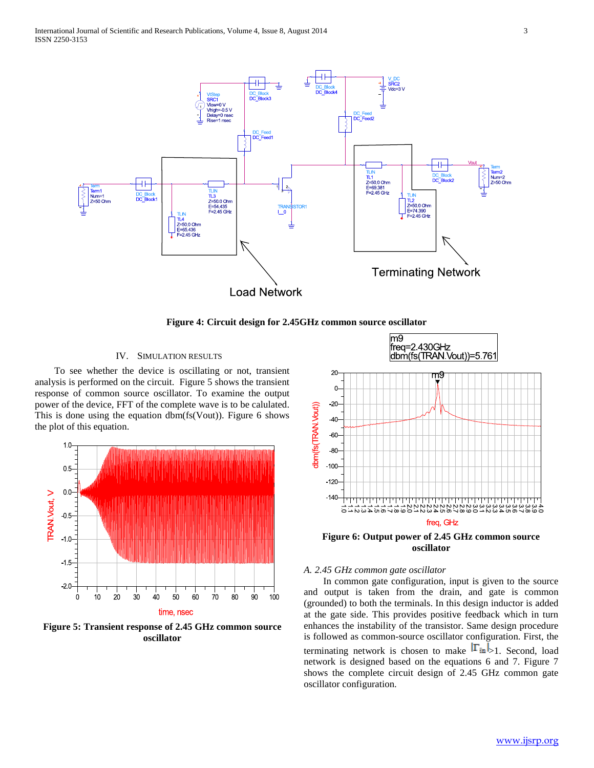Figure 4: Circuit design for 2.45GHz common source oscillator

## IV. SIMULATION RESULTS

To see whether the device is oscillating or not, transient analysis is performed on the circuit. Figure 5 shows the transient response of common source oscillator. To examine the output power of the device, FFT of the complete wave is to be calulated. This is done using the equation dbm(fs(Vout)). Figure 6 shows the plot of this equation.

**Figure 5: Transient response of 2.45 GHz common source oscillator**

**Figure 6: Output power of 2.45 GHz common source oscillator**

### *A. 2.45 GHz common gate oscillator*

In common gate configuration, input is given to the source and output is taken from the drain, and gate is common (grounded) to both the terminals. In this design inductor is added at the gate side. This provides positive feedback which in turn enhances the instability of the transistor. Same design procedure is followed as common-source oscillator configuration. First, the terminating network is chosen to make $|\Gamma_{in}|>1$. Second, load network is designed based on the equations 6 and 7. Figure 7 shows the complete circuit design of 2.45 GHz common gate oscillator configuration.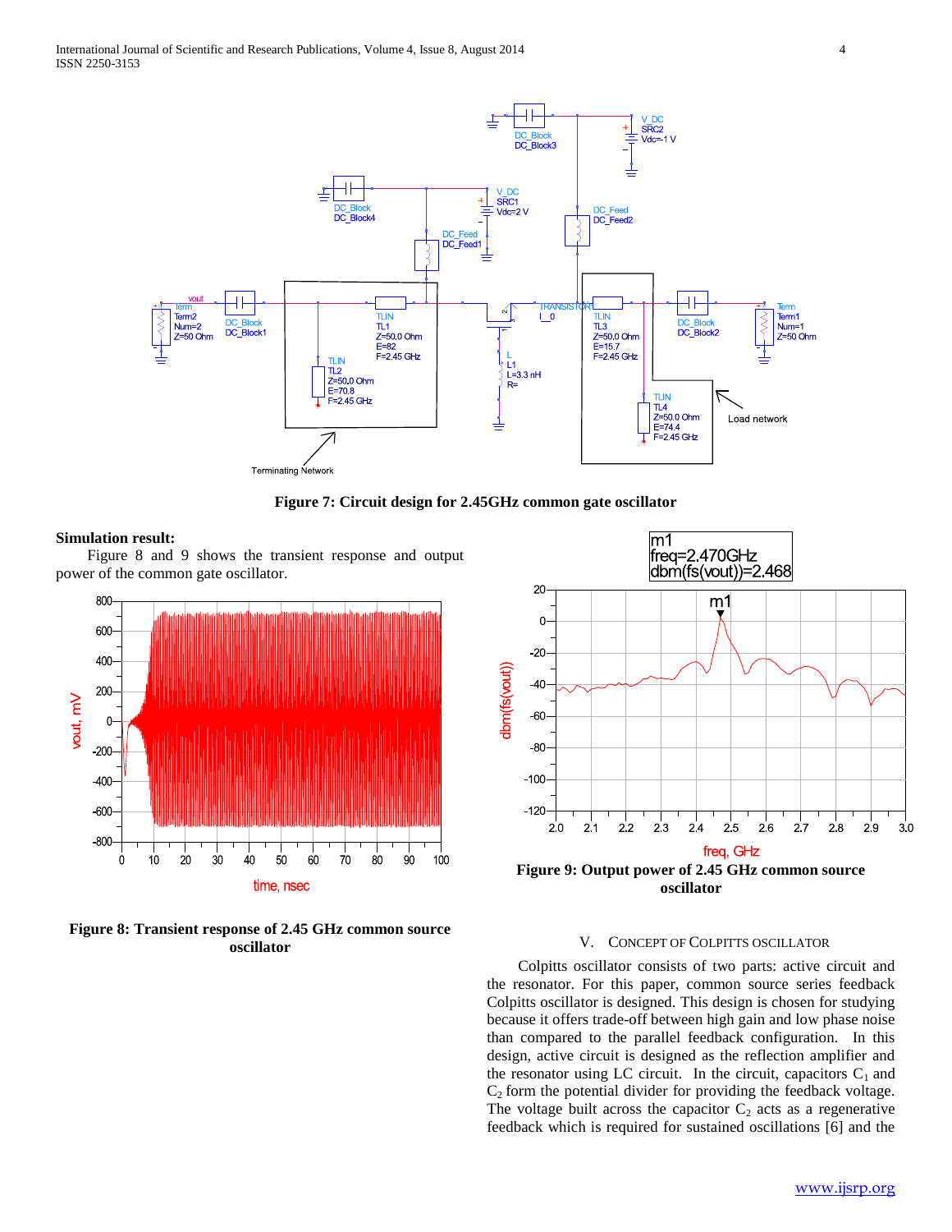Figure 7: Circuit design for 2.45GHz common gate oscillator

**Simulation result:**

Figure 8 and 9 shows the transient response and output power of the common gate oscillator.

Figure 8: Transient response of 2.45 GHz common source oscillator

Figure 9: Output power of 2.45 GHz common source oscillator

## V. Concept of Colpitts Oscillator

Colpitts oscillator consists of two parts: active circuit and the resonator. For this paper, common source series feedback Colpitts oscillator is designed. This design is chosen for studying because it offers trade-off between high gain and low phase noise than compared to the parallel feedback configuration. In this design, active circuit is designed as the reflection amplifier and the resonator using LC circuit. In the circuit, capacitors $C_1$ and $C_2$ form the potential divider for providing the feedback voltage. The voltage built across the capacitor $C_2$ acts as a regenerative feedback which is required for sustained oscillations [6] and the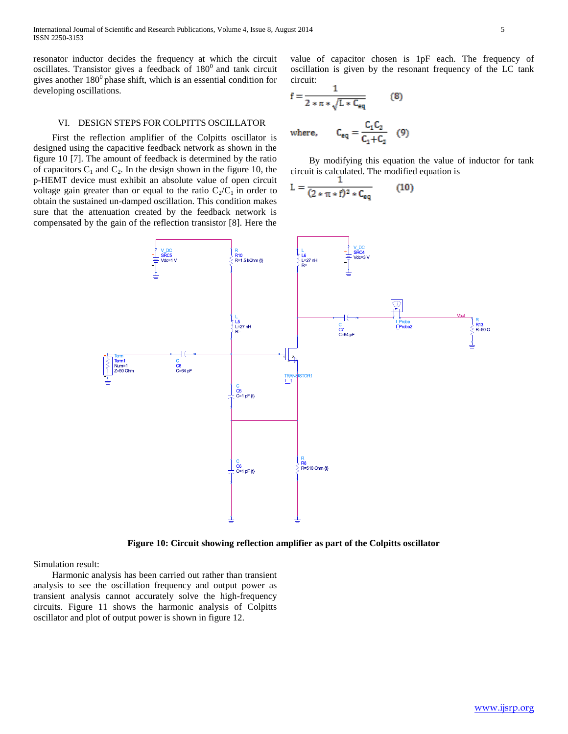resonator inductor decides the frequency at which the circuit oscillates. Transistor gives a feedback of $180^0$ and tank circuit gives another $180^0$ phase shift, which is an essential condition for developing oscillations.

## VI. DESIGN STEPS FOR COLPITTS OSCILLATOR

First the reflection amplifier of the Colpitts oscillator is designed using the capacitive feedback network as shown in the figure 10 [7]. The amount of feedback is determined by the ratio of capacitors $C_1$ and $C_2$. In the design shown in the figure 10, the p-HEMT device must exhibit an absolute value of open circuit voltage gain greater than or equal to the ratio $C_2/C_1$ in order to obtain the sustained un-damped oscillation. This condition makes sure that the attenuation created by the feedback network is compensated by the gain of the reflection transistor [8]. Here the value of capacitor chosen is 1pF each. The frequency of oscillation is given by the resonant frequency of the LC tank circuit:

$$f = \frac{1}{2 * \pi * \sqrt{L * C_{eq}}} \qquad (8)$$

$$\text{where,} \qquad C_{eq} = \frac{C_1 C_2}{C_1 + C_2} \qquad (9)$$

By modifying this equation the value of inductor for tank circuit is calculated. The modified equation is

$$L = \frac{1}{(2 * \pi * f)^2 * C_{eq}} \qquad (10)$$

**Figure 10: Circuit showing reflection amplifier as part of the Colpitts oscillator**

Simulation result:

Harmonic analysis has been carried out rather than transient analysis to see the oscillation frequency and output power as transient analysis cannot accurately solve the high-frequency circuits. Figure 11 shows the harmonic analysis of Colpitts oscillator and plot of output power is shown in figure 12.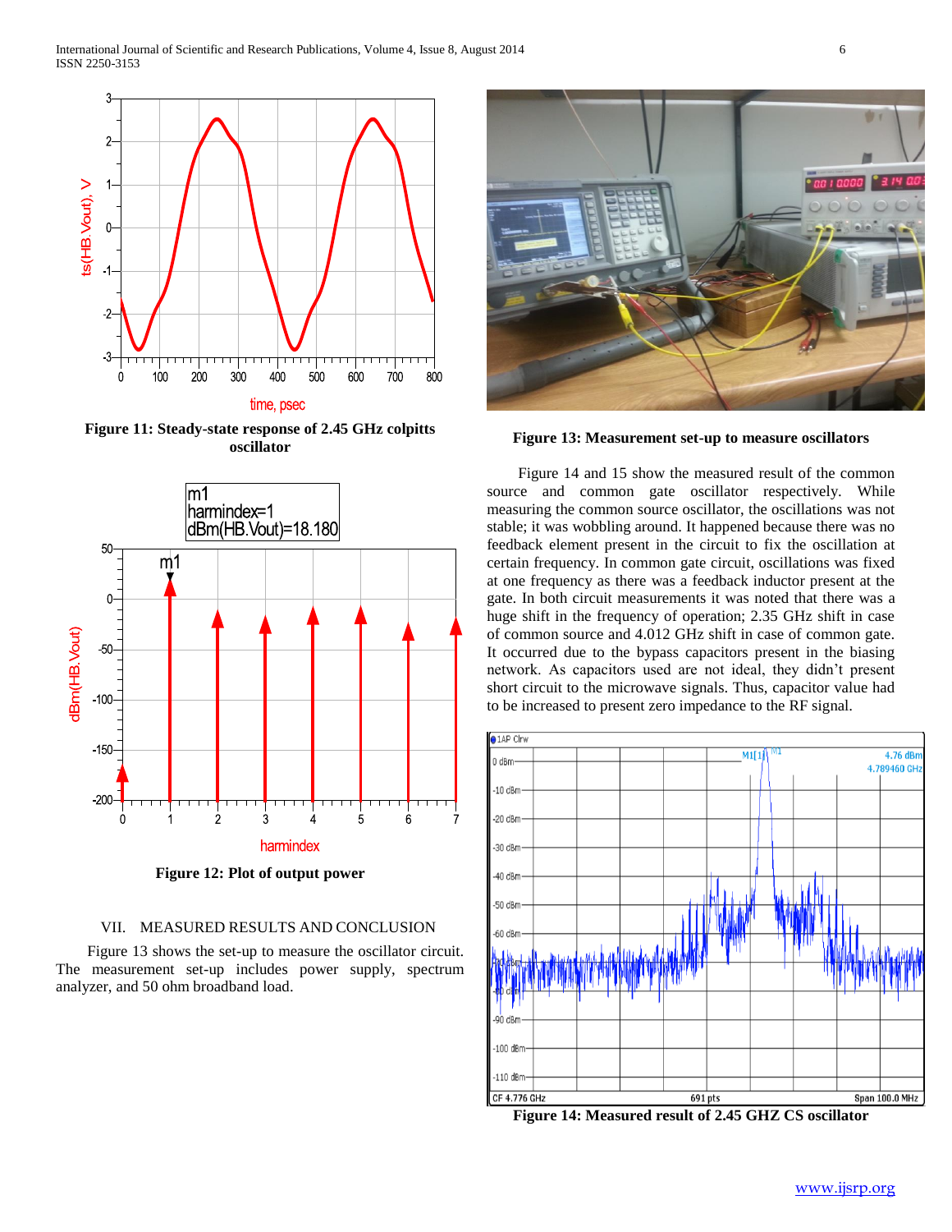Figure 11: Steady-state response of 2.45 GHz colpitts oscillator

Figure 12: Plot of output power

## VII. MEASURED RESULTS AND CONCLUSION

Figure 13 shows the set-up to measure the oscillator circuit. The measurement set-up includes power supply, spectrum analyzer, and 50 ohm broadband load.

Figure 13: Measurement set-up to measure oscillators

Figure 14 and 15 show the measured result of the common source and common gate oscillator respectively. While measuring the common source oscillator, the oscillations was not stable; it was wobbling around. It happened because there was no feedback element present in the circuit to fix the oscillation at certain frequency. In common gate circuit, oscillations was fixed at one frequency as there was a feedback inductor present at the gate. In both circuit measurements it was noted that there was a huge shift in the frequency of operation; 2.35 GHz shift in case of common source and 4.012 GHz shift in case of common gate. It occurred due to the bypass capacitors present in the biasing network. As capacitors used are not ideal, they didn't present short circuit to the microwave signals. Thus, capacitor value had to be increased to present zero impedance to the RF signal.

Figure 14: Measured result of 2.45 GHZ CS oscillator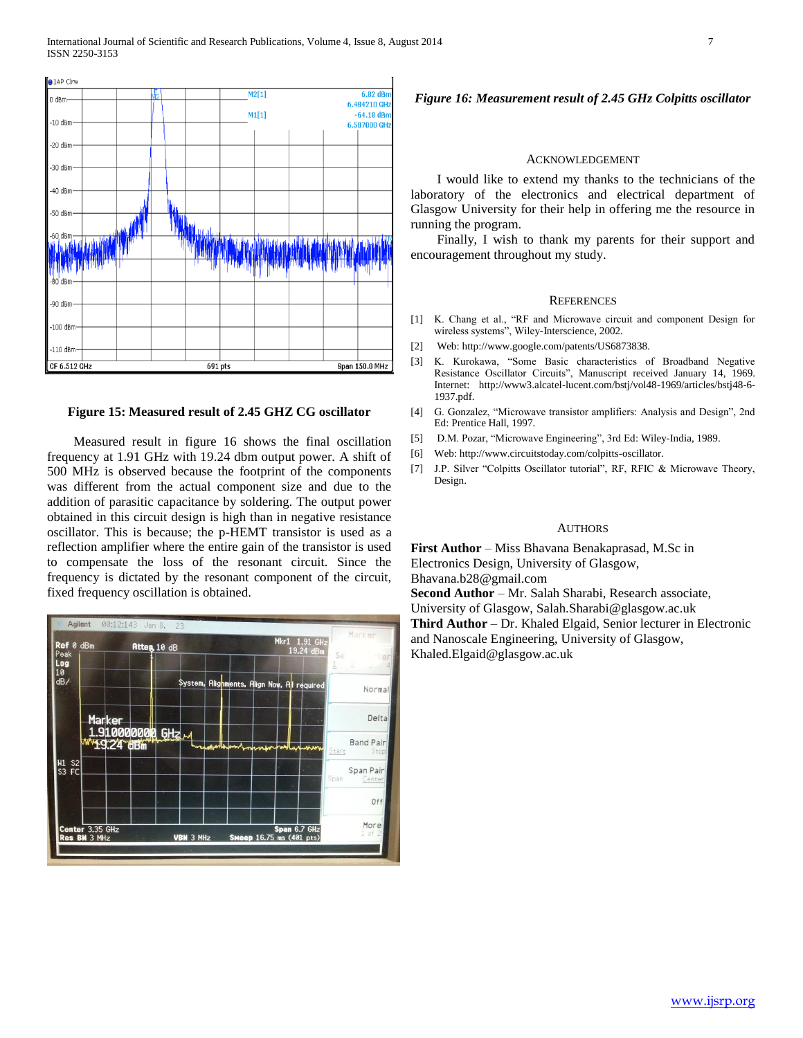1AP Clrw

0 dBm
-10 dBm
-20 dBm
-30 dBm
-40 dBm
-50 dBm
-60 dBm
-80 dBm
-90 dBm
-100 dBm
-110 dBm

M2[1] 6.82 dBm 6.484210 GHz
M1[1] -64.18 dBm 6.587000 GHz

CF 6.512 GHz
691 pts
Span 150.0 MHz

**Figure 15: Measured result of 2.45 GHZ CG oscillator**

Measured result in figure 16 shows the final oscillation frequency at 1.91 GHz with 19.24 dbm output power. A shift of 500 MHz is observed because the footprint of the components was different from the actual component size and due to the addition of parasitic capacitance by soldering. The output power obtained in this circuit design is high than in negative resistance oscillator. This is because; the p-HEMT transistor is used as a reflection amplifier where the entire gain of the transistor is used to compensate the loss of the resonant circuit. Since the frequency is dictated by the resonant component of the circuit, fixed frequency oscillation is obtained.

Agilent 00:12:143 Jan 8, 23

Ref 0 dBm
Atten 10 dB
Peak
Log
10
dB/

Mkr1 1.91 GHz
19.24 dBm

System, Alignments, Align Now, All required

Marker
1.910000000 GHz
19.24 dBm

W1 S2
S3 FC

Center 3.35 GHz
Res BW 3 MHz
VBW 3 MHz
Span 6.7 GHz
Sweep 16.75 ms (401 pts)

Marker
Normal
Delta
Band Pair
Start Stop
Span Pair
Span Center
Off
More
1 of 2

*Figure 16: Measurement result of 2.45 GHz Colpitts oscillator*

## Acknowledgement

I would like to extend my thanks to the technicians of the laboratory of the electronics and electrical department of Glasgow University for their help in offering me the resource in running the program.

Finally, I wish to thank my parents for their support and encouragement throughout my study.

## References

[1] K. Chang et al., "RF and Microwave circuit and component Design for wireless systems", Wiley-Interscience, 2002.

[2] Web: http://www.google.com/patents/US6873838.

[3] K. Kurokawa, "Some Basic characteristics of Broadband Negative Resistance Oscillator Circuits", Manuscript received January 14, 1969. Internet: http://www3.alcatel-lucent.com/bstj/vol48-1969/articles/bstj48-6-1937.pdf.

[4] G. Gonzalez, "Microwave transistor amplifiers: Analysis and Design", 2nd Ed: Prentice Hall, 1997.

[5] D.M. Pozar, "Microwave Engineering", 3rd Ed: Wiley-India, 1989.

[6] Web: http://www.circuitstoday.com/colpitts-oscillator.

[7] J.P. Silver "Colpitts Oscillator tutorial", RF, RFIC & Microwave Theory, Design.

## Authors

**First Author** – Miss Bhavana Benakaprasad, M.Sc in Electronics Design, University of Glasgow, Bhavana.b28@gmail.com

**Second Author** – Mr. Salah Sharabi, Research associate, University of Glasgow, Salah.Sharabi@glasgow.ac.uk

**Third Author** – Dr. Khaled Elgaid, Senior lecturer in Electronic and Nanoscale Engineering, University of Glasgow, Khaled.Elgaid@glasgow.ac.uk